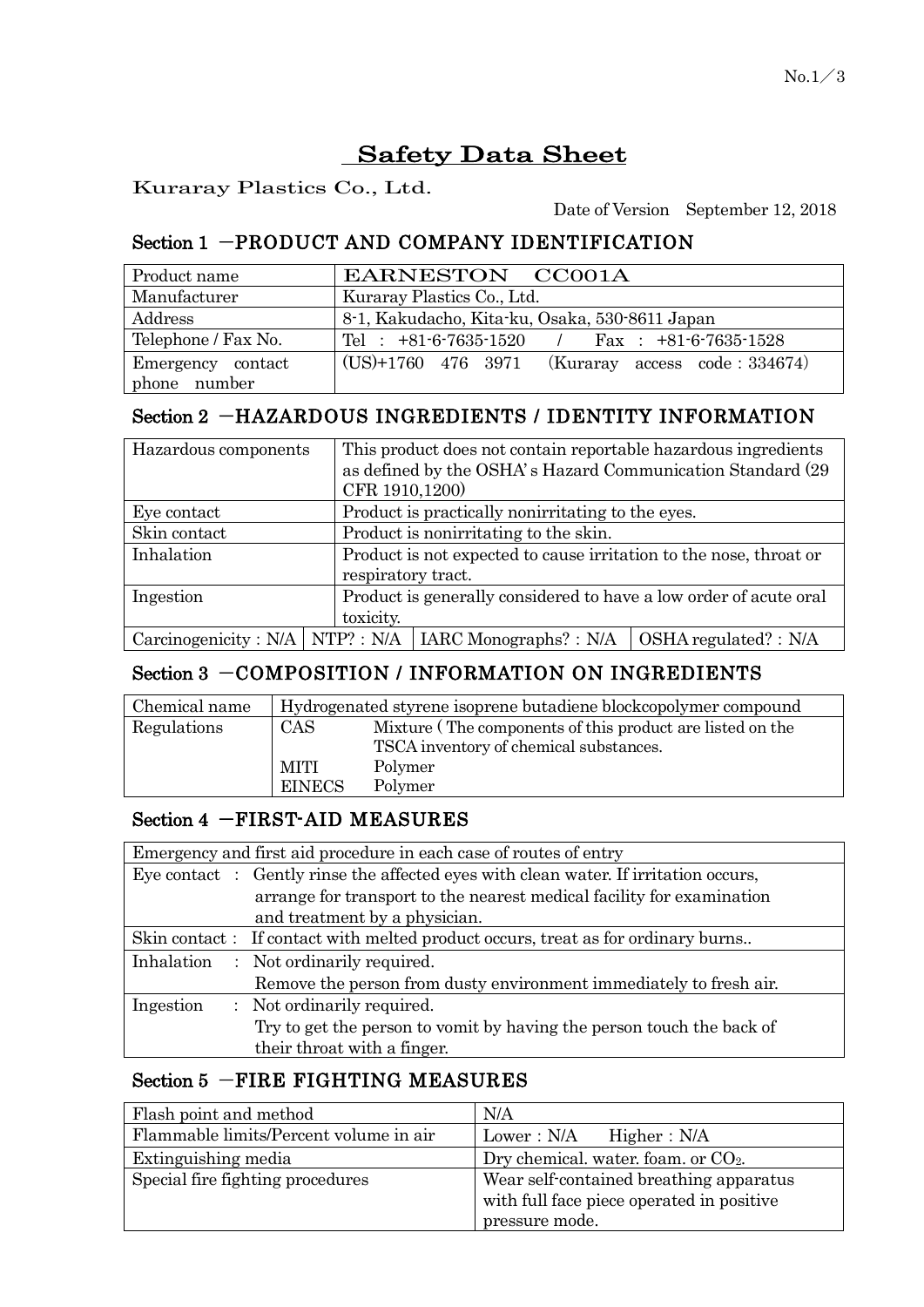# Safety Data Sheet

Kuraray Plastics Co., Ltd.

Date of Version　September 12, 2018

## Section 1 －PRODUCT AND COMPANY IDENTIFICATION

| | |
|---|---|
| Product name | EARNESTON　CC001A |
| Manufacturer | Kuraray Plastics Co., Ltd. |
| Address | 8-1, Kakudacho, Kita-ku, Osaka, 530-8611 Japan |
| Telephone / Fax No. | Tel ： +81-6-7635-1520　/　Fax ： +81-6-7635-1528 |
| Emergency contact phone number | (US)+1760 476 3971　(Kuraray access code : 334674) |

## Section 2 －HAZARDOUS INGREDIENTS / IDENTITY INFORMATION

| | | | |
|---|---|---|---|
| Hazardous components | This product does not contain reportable hazardous ingredients as defined by the OSHA's Hazard Communication Standard (29 CFR 1910,1200) | | |
| Eye contact | Product is practically nonirritating to the eyes. | | |
| Skin contact | Product is nonirritating to the skin. | | |
| Inhalation | Product is not expected to cause irritation to the nose, throat or respiratory tract. | | |
| Ingestion | Product is generally considered to have a low order of acute oral toxicity. | | |
| Carcinogenicity : N/A | NTP? : N/A | IARC Monographs? : N/A | OSHA regulated? : N/A |

## Section 3 －COMPOSITION / INFORMATION ON INGREDIENTS

| | | |
|---|---|---|
| Chemical name | Hydrogenated styrene isoprene butadiene blockcopolymer compound | |
| Regulations | CAS | Mixture ( The components of this product are listed on the TSCA inventory of chemical substances. |
| | MITI | Polymer |
| | EINECS | Polymer |

## Section 4 －FIRST-AID MEASURES

| |
|---|
| Emergency and first aid procedure in each case of routes of entry |
| Eye contact ： Gently rinse the affected eyes with clean water. If irritation occurs, arrange for transport to the nearest medical facility for examination and treatment by a physician. |
| Skin contact : If contact with melted product occurs, treat as for ordinary burns.. |
| Inhalation ： Not ordinarily required. Remove the person from dusty environment immediately to fresh air. |
| Ingestion ： Not ordinarily required. Try to get the person to vomit by having the person touch the back of their throat with a finger. |

## Section 5 －FIRE FIGHTING MEASURES

| | |
|---|---|
| Flash point and method | N/A |
| Flammable limits/Percent volume in air | Lower : N/A　Higher : N/A |
| Extinguishing media | Dry chemical. water. foam. or $CO_2$. |
| Special fire fighting procedures | Wear self-contained breathing apparatus with full face piece operated in positive pressure mode. |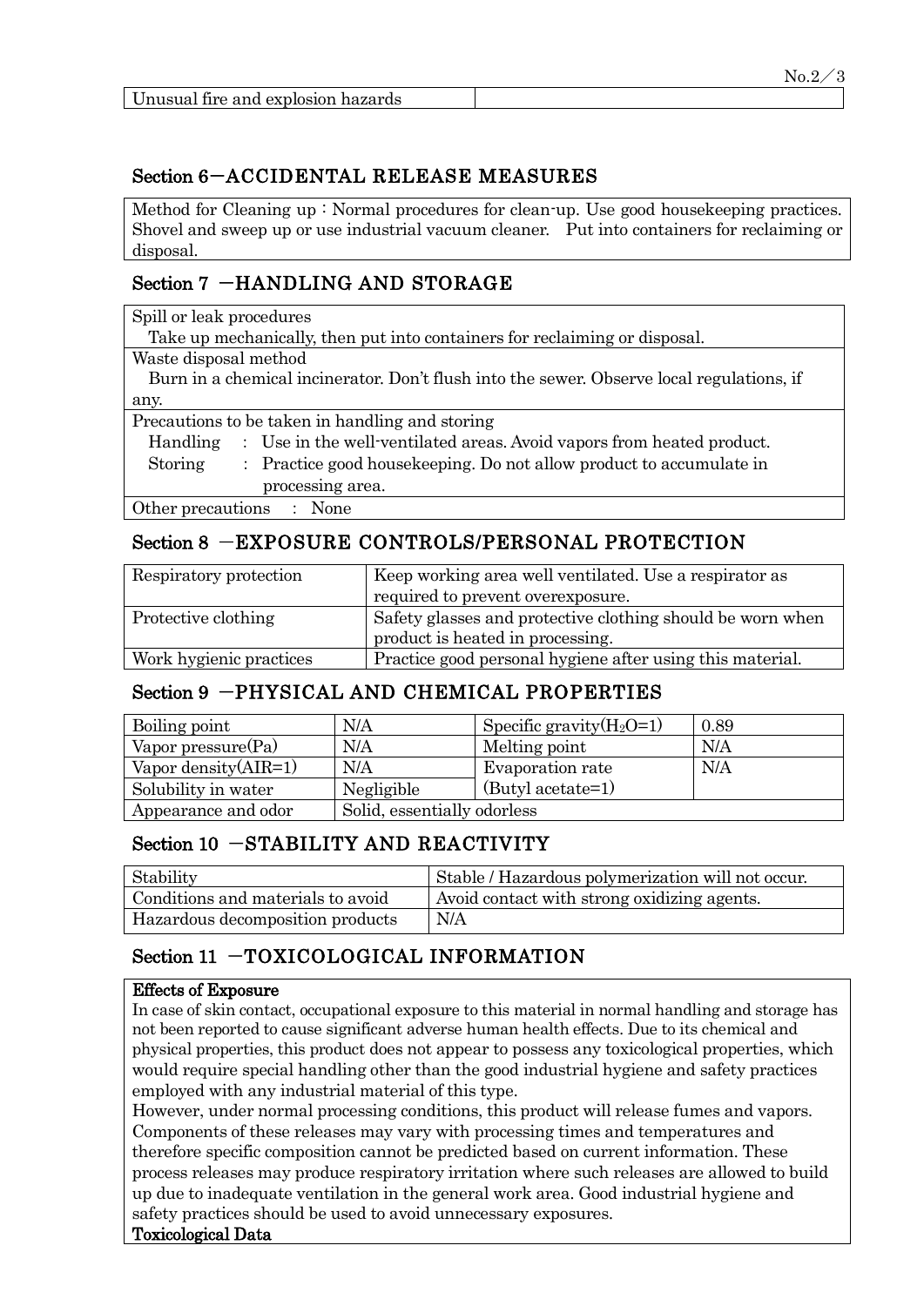| Unusual fire and explosion hazards | |
| --- | --- |

## Section 6－ACCIDENTAL RELEASE MEASURES

Method for Cleaning up : Normal procedures for clean-up. Use good housekeeping practices. Shovel and sweep up or use industrial vacuum cleaner. Put into containers for reclaiming or disposal.

## Section 7 －HANDLING AND STORAGE

Spill or leak procedures

Take up mechanically, then put into containers for reclaiming or disposal.

Waste disposal method

Burn in a chemical incinerator. Don't flush into the sewer. Observe local regulations, if any.

Precautions to be taken in handling and storing

Handling : Use in the well-ventilated areas. Avoid vapors from heated product.

Storing : Practice good housekeeping. Do not allow product to accumulate in processing area.

Other precautions : None

## Section 8 －EXPOSURE CONTROLS/PERSONAL PROTECTION

| Respiratory protection | Keep working area well ventilated. Use a respirator as required to prevent overexposure. |
| --- | --- |
| Protective clothing | Safety glasses and protective clothing should be worn when product is heated in processing. |
| Work hygienic practices | Practice good personal hygiene after using this material. |

## Section 9 －PHYSICAL AND CHEMICAL PROPERTIES

| Boiling point | N/A | Specific gravity($H_2O$=1) | 0.89 |
| --- | --- | --- | --- |
| Vapor pressure(Pa) | N/A | Melting point | N/A |
| Vapor density(AIR=1) | N/A | Evaporation rate (Butyl acetate=1) | N/A |
| Solubility in water | Negligible | | |
| Appearance and odor | Solid, essentially odorless | | |

## Section 10 －STABILITY AND REACTIVITY

| Stability | Stable / Hazardous polymerization will not occur. |
| --- | --- |
| Conditions and materials to avoid | Avoid contact with strong oxidizing agents. |
| Hazardous decomposition products | N/A |

## Section 11 －TOXICOLOGICAL INFORMATION

**Effects of Exposure**

In case of skin contact, occupational exposure to this material in normal handling and storage has not been reported to cause significant adverse human health effects. Due to its chemical and physical properties, this product does not appear to possess any toxicological properties, which would require special handling other than the good industrial hygiene and safety practices employed with any industrial material of this type.

However, under normal processing conditions, this product will release fumes and vapors. Components of these releases may vary with processing times and temperatures and therefore specific composition cannot be predicted based on current information. These process releases may produce respiratory irritation where such releases are allowed to build up due to inadequate ventilation in the general work area. Good industrial hygiene and safety practices should be used to avoid unnecessary exposures.

**Toxicological Data**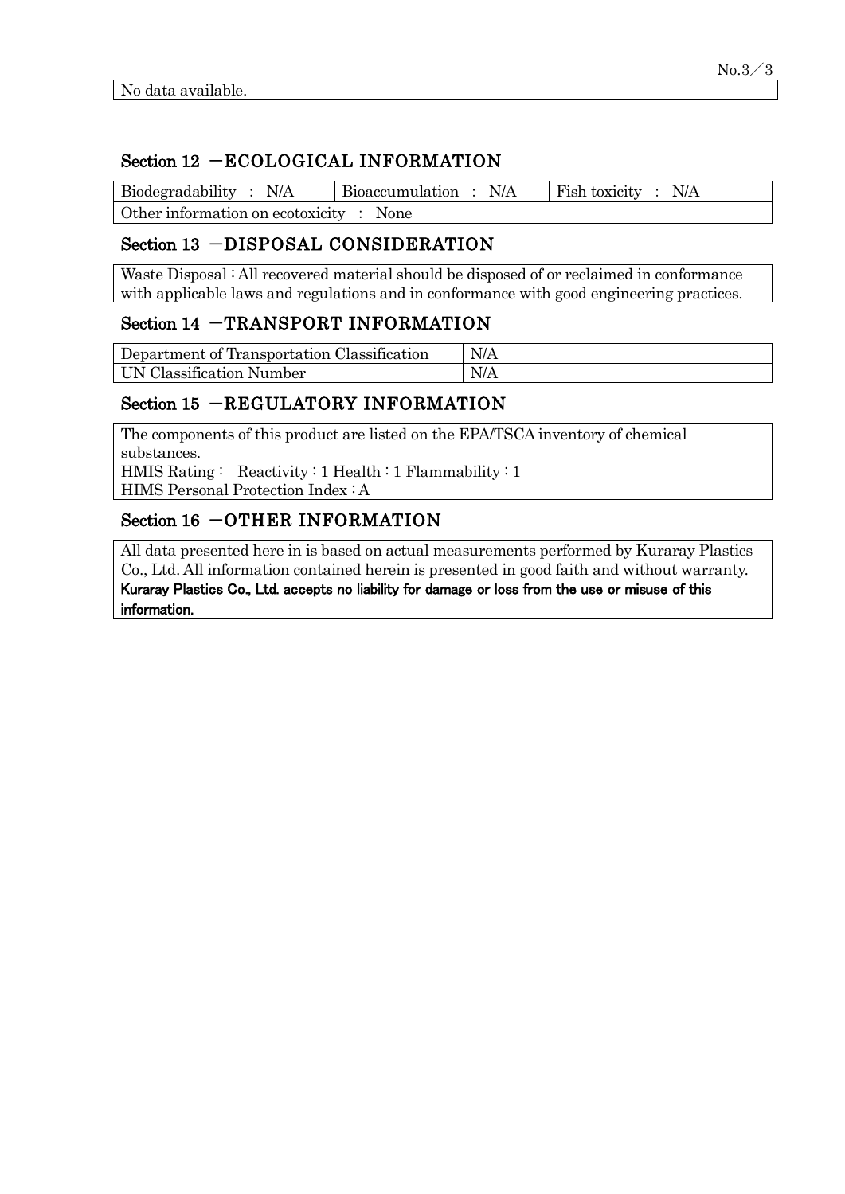No data available.

## Section 12 －ECOLOGICAL INFORMATION

| | | |
|---|---|---|
| Biodegradability : N/A | Bioaccumulation : N/A | Fish toxicity : N/A |
| Other information on ecotoxicity : None | | |

## Section 13 －DISPOSAL CONSIDERATION

Waste Disposal : All recovered material should be disposed of or reclaimed in conformance with applicable laws and regulations and in conformance with good engineering practices.

## Section 14 －TRANSPORT INFORMATION

| | |
|---|---|
| Department of Transportation Classification | N/A |
| UN Classification Number | N/A |

## Section 15 －REGULATORY INFORMATION

The components of this product are listed on the EPA/TSCA inventory of chemical substances.
HMIS Rating : Reactivity : 1 Health : 1 Flammability : 1
HIMS Personal Protection Index : A

## Section 16 －OTHER INFORMATION

All data presented here in is based on actual measurements performed by Kuraray Plastics Co., Ltd. All information contained herein is presented in good faith and without warranty.
**Kuraray Plastics Co., Ltd. accepts no liability for damage or loss from the use or misuse of this information.**